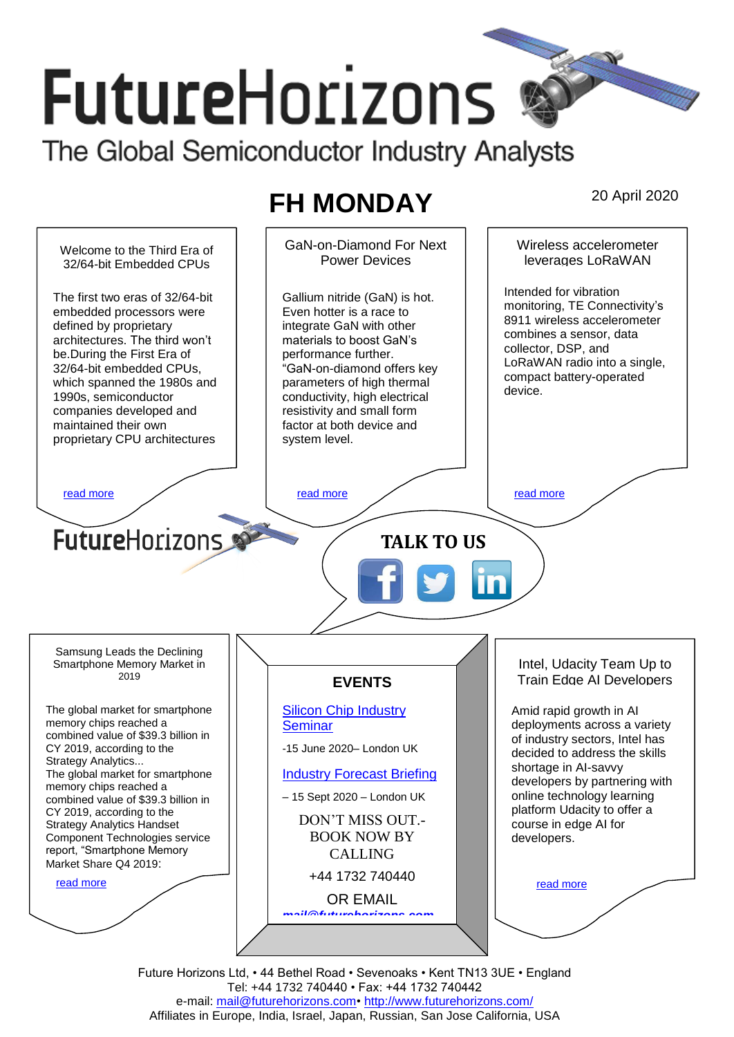# FutureHorizons

The Global Semiconductor Industry Analysts

## FH MONDAY

20 April 2020

### Welcome to the Third Era of 32/64-bit Embedded CPUs

The first two eras of 32/64-bit embedded processors were defined by proprietary architectures. The third won't be.During the First Era of 32/64-bit embedded CPUs, which spanned the 1980s and 1990s, semiconductor companies developed and maintained their own proprietary CPU architectures

read more

### GaN-on-Diamond For Next Power Devices

Gallium nitride (GaN) is hot. Even hotter is a race to integrate GaN with other materials to boost GaN's performance further. "GaN-on-diamond offers key parameters of high thermal conductivity, high electrical resistivity and small form factor at both device and system level.

read more

### Wireless accelerometer leverages LoRaWAN

Intended for vibration monitoring, TE Connectivity's 8911 wireless accelerometer combines a sensor, data collector, DSP, and LoRaWAN radio into a single, compact battery-operated device.

read more

FutureHorizons

**TALK TO US**

### Samsung Leads the Declining Smartphone Memory Market in 2019

The global market for smartphone memory chips reached a combined value of $39.3 billion in CY 2019, according to the Strategy Analytics...
The global market for smartphone memory chips reached a combined value of $39.3 billion in CY 2019, according to the Strategy Analytics Handset Component Technologies service report, "Smartphone Memory Market Share Q4 2019:

read more

### EVENTS

Silicon Chip Industry Seminar

-15 June 2020– London UK

Industry Forecast Briefing

– 15 Sept 2020 – London UK

DON'T MISS OUT.- BOOK NOW BY CALLING

+44 1732 740440

OR EMAIL

mail@futurehorizons.com

### Intel, Udacity Team Up to Train Edge AI Developers

Amid rapid growth in AI deployments across a variety of industry sectors, Intel has decided to address the skills shortage in AI-savvy developers by partnering with online technology learning platform Udacity to offer a course in edge AI for developers.

read more

Future Horizons Ltd, • 44 Bethel Road • Sevenoaks • Kent TN13 3UE • England
Tel: +44 1732 740440 • Fax: +44 1732 740442
e-mail: mail@futurehorizons.com• http://www.futurehorizons.com/
Affiliates in Europe, India, Israel, Japan, Russian, San Jose California, USA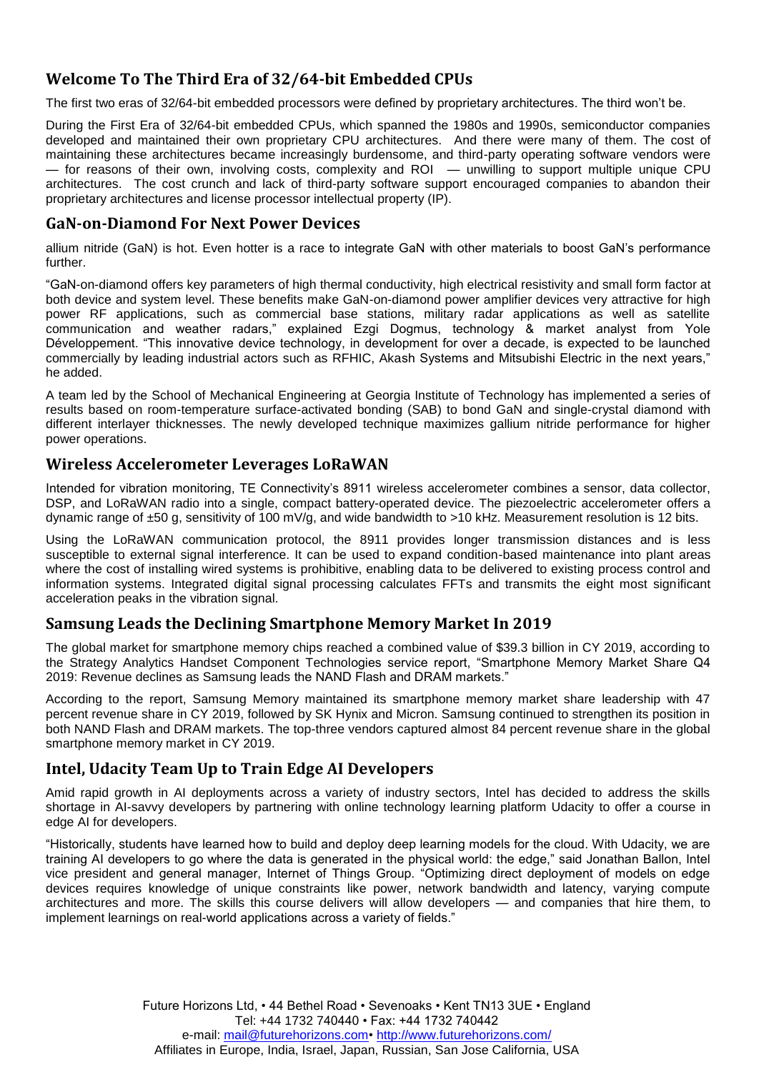## Welcome To The Third Era of 32/64-bit Embedded CPUs

The first two eras of 32/64-bit embedded processors were defined by proprietary architectures. The third won't be.

During the First Era of 32/64-bit embedded CPUs, which spanned the 1980s and 1990s, semiconductor companies developed and maintained their own proprietary CPU architectures. And there were many of them. The cost of maintaining these architectures became increasingly burdensome, and third-party operating software vendors were — for reasons of their own, involving costs, complexity and ROI — unwilling to support multiple unique CPU architectures. The cost crunch and lack of third-party software support encouraged companies to abandon their proprietary architectures and license processor intellectual property (IP).

## GaN-on-Diamond For Next Power Devices

allium nitride (GaN) is hot. Even hotter is a race to integrate GaN with other materials to boost GaN's performance further.

"GaN-on-diamond offers key parameters of high thermal conductivity, high electrical resistivity and small form factor at both device and system level. These benefits make GaN-on-diamond power amplifier devices very attractive for high power RF applications, such as commercial base stations, military radar applications as well as satellite communication and weather radars," explained Ezgi Dogmus, technology & market analyst from Yole Développement. "This innovative device technology, in development for over a decade, is expected to be launched commercially by leading industrial actors such as RFHIC, Akash Systems and Mitsubishi Electric in the next years," he added.

A team led by the School of Mechanical Engineering at Georgia Institute of Technology has implemented a series of results based on room-temperature surface-activated bonding (SAB) to bond GaN and single-crystal diamond with different interlayer thicknesses. The newly developed technique maximizes gallium nitride performance for higher power operations.

## Wireless Accelerometer Leverages LoRaWAN

Intended for vibration monitoring, TE Connectivity's 8911 wireless accelerometer combines a sensor, data collector, DSP, and LoRaWAN radio into a single, compact battery-operated device. The piezoelectric accelerometer offers a dynamic range of ±50 g, sensitivity of 100 mV/g, and wide bandwidth to >10 kHz. Measurement resolution is 12 bits.

Using the LoRaWAN communication protocol, the 8911 provides longer transmission distances and is less susceptible to external signal interference. It can be used to expand condition-based maintenance into plant areas where the cost of installing wired systems is prohibitive, enabling data to be delivered to existing process control and information systems. Integrated digital signal processing calculates FFTs and transmits the eight most significant acceleration peaks in the vibration signal.

## Samsung Leads the Declining Smartphone Memory Market In 2019

The global market for smartphone memory chips reached a combined value of $39.3 billion in CY 2019, according to the Strategy Analytics Handset Component Technologies service report, "Smartphone Memory Market Share Q4 2019: Revenue declines as Samsung leads the NAND Flash and DRAM markets."

According to the report, Samsung Memory maintained its smartphone memory market share leadership with 47 percent revenue share in CY 2019, followed by SK Hynix and Micron. Samsung continued to strengthen its position in both NAND Flash and DRAM markets. The top-three vendors captured almost 84 percent revenue share in the global smartphone memory market in CY 2019.

## Intel, Udacity Team Up to Train Edge AI Developers

Amid rapid growth in AI deployments across a variety of industry sectors, Intel has decided to address the skills shortage in AI-savvy developers by partnering with online technology learning platform Udacity to offer a course in edge AI for developers.

"Historically, students have learned how to build and deploy deep learning models for the cloud. With Udacity, we are training AI developers to go where the data is generated in the physical world: the edge," said Jonathan Ballon, Intel vice president and general manager, Internet of Things Group. "Optimizing direct deployment of models on edge devices requires knowledge of unique constraints like power, network bandwidth and latency, varying compute architectures and more. The skills this course delivers will allow developers — and companies that hire them, to implement learnings on real-world applications across a variety of fields."